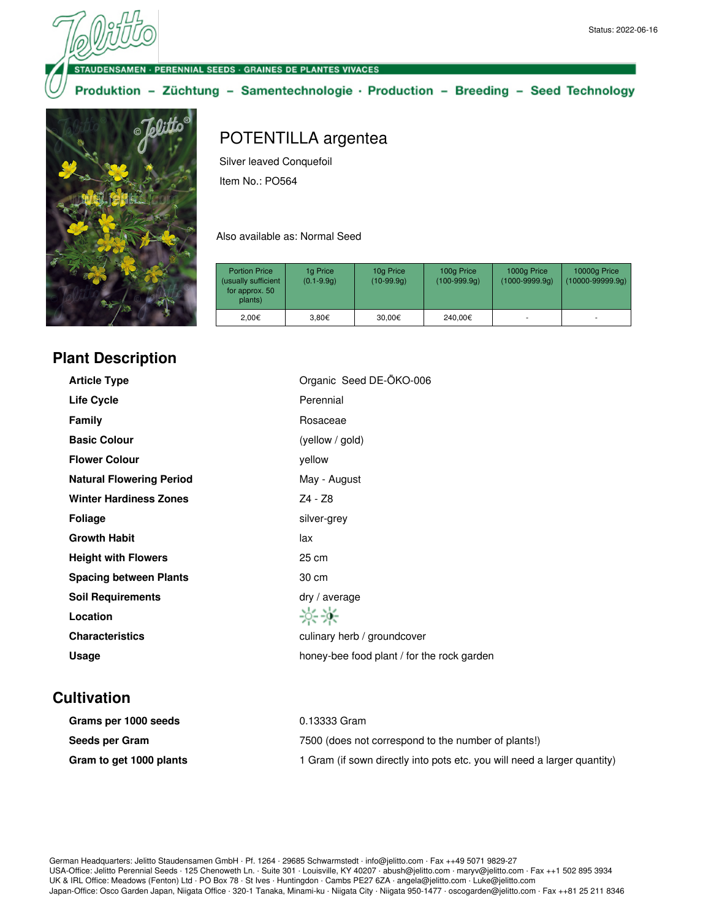Status: 2022-06-16

STAUDENSAMEN · PERENNIAL SEEDS · GRAINES DE PLANTES VIVACES

Produktion – Züchtung – Samentechnologie · Production – Breeding – Seed Technology

# POTENTILLA argentea

Silver leaved Conquefoil

Item No.: PO564

Also available as: Normal Seed

| Portion Price (usually sufficient for approx. 50 plants) | 1g Price (0.1-9.9g) | 10g Price (10-99.9g) | 100g Price (100-999.9g) | 1000g Price (1000-9999.9g) | 10000g Price (10000-99999.9g) |
|---|---|---|---|---|---|
| 2,00€ | 3,80€ | 30,00€ | 240,00€ | - | - |

## Plant Description

| | |
|---|---|
| **Article Type** | Organic Seed DE-ÖKO-006 |
| **Life Cycle** | Perennial |
| **Family** | Rosaceae |
| **Basic Colour** | (yellow / gold) |
| **Flower Colour** | yellow |
| **Natural Flowering Period** | May - August |
| **Winter Hardiness Zones** | Z4 - Z8 |
| **Foliage** | silver-grey |
| **Growth Habit** | lax |
| **Height with Flowers** | 25 cm |
| **Spacing between Plants** | 30 cm |
| **Soil Requirements** | dry / average |
| **Location** | |
| **Characteristics** | culinary herb / groundcover |
| **Usage** | honey-bee food plant / for the rock garden |

## Cultivation

| | |
|---|---|
| **Grams per 1000 seeds** | 0.13333 Gram |
| **Seeds per Gram** | 7500 (does not correspond to the number of plants!) |
| **Gram to get 1000 plants** | 1 Gram (if sown directly into pots etc. you will need a larger quantity) |

German Headquarters: Jelitto Staudensamen GmbH · Pf. 1264 · 29685 Schwarmstedt · info@jelitto.com · Fax ++49 5071 9829-27
USA-Office: Jelitto Perennial Seeds · 125 Chenoweth Ln. · Suite 301 · Louisville, KY 40207 · abush@jelitto.com · maryv@jelitto.com · Fax ++1 502 895 3934
UK & IRL Office: Meadows (Fenton) Ltd · PO Box 78 · St Ives · Huntingdon · Cambs PE27 6ZA · angela@jelitto.com · Luke@jelitto.com
Japan-Office: Osco Garden Japan, Niigata Office · 320-1 Tanaka, Minami-ku · Niigata City · Niigata 950-1477 · oscogarden@jelitto.com · Fax ++81 25 211 8346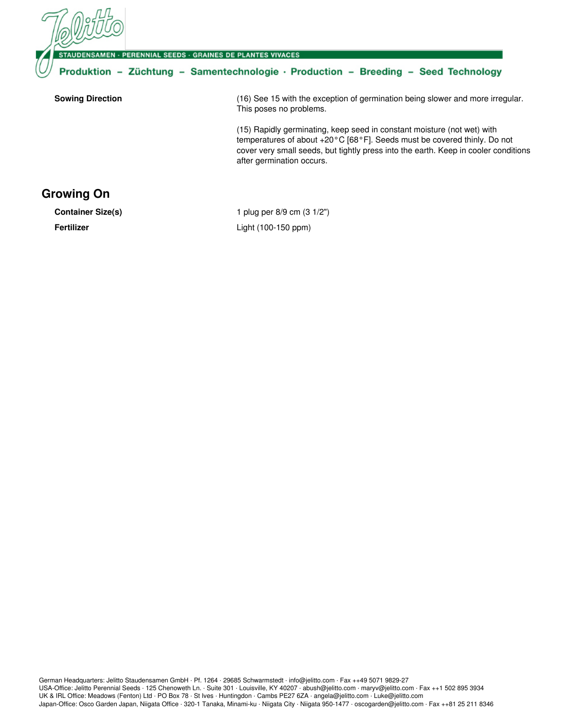**Sowing Direction**

(16) See 15 with the exception of germination being slower and more irregular. This poses no problems.

(15) Rapidly germinating, keep seed in constant moisture (not wet) with temperatures of about +20°C [68°F]. Seeds must be covered thinly. Do not cover very small seeds, but tightly press into the earth. Keep in cooler conditions after germination occurs.

## Growing On

**Container Size(s)**

1 plug per 8/9 cm (3 1/2")

**Fertilizer**

Light (100-150 ppm)